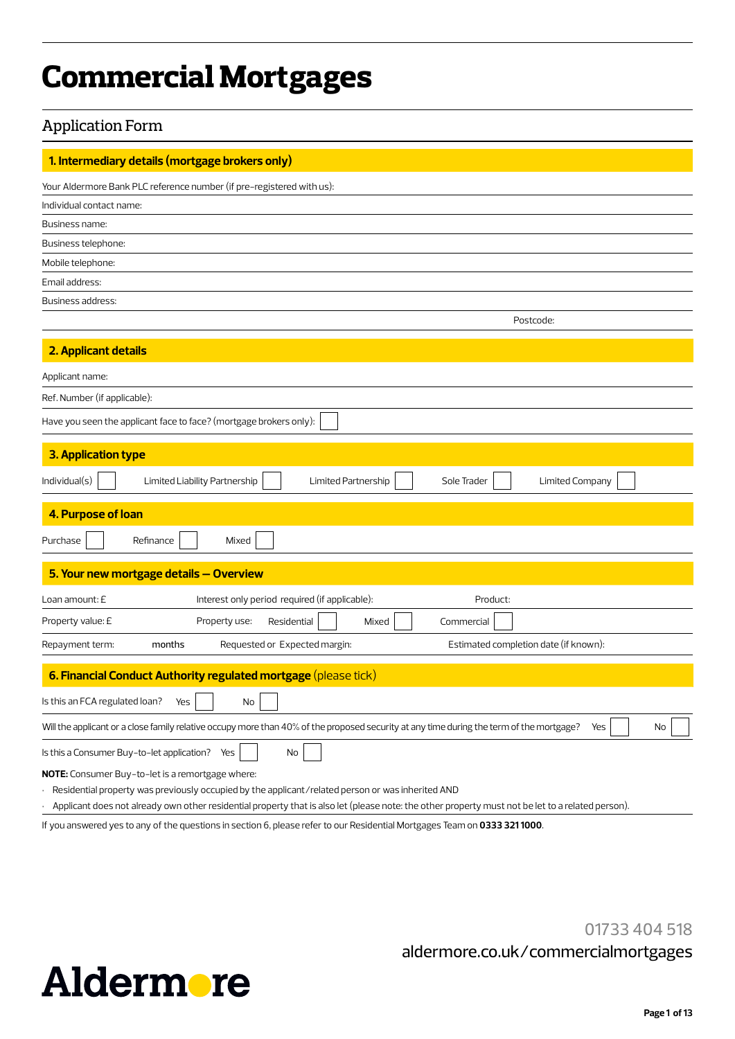# Commercial Mortgages

## Application Form

### 1. Intermediary details (mortgage brokers only)

Your Aldermore Bank PLC reference number (if pre-registered with us):

Individual contact name:

Business name:

Business telephone:

Mobile telephone:

Email address:

Business address:

Postcode:

### 2. Applicant details

Applicant name:

Ref. Number (if applicable):

Have you seen the applicant face to face? (mortgage brokers only): ☐

### 3. Application type

Individual(s) ☐ Limited Liability Partnership ☐ Limited Partnership ☐ Sole Trader ☐ Limited Company ☐

### 4. Purpose of loan

Purchase ☐ Refinance ☐ Mixed ☐

### 5. Your new mortgage details – Overview

Loan amount: £ | Interest only period required (if applicable): | Product:

Property value: £ | Property use: Residential ☐ Mixed ☐ Commercial ☐

Repayment term: months | Requested or Expected margin: | Estimated completion date (if known):

### 6. Financial Conduct Authority regulated mortgage (please tick)

Is this an FCA regulated loan? Yes ☐ No ☐

Will the applicant or a close family relative occupy more than 40% of the proposed security at any time during the term of the mortgage? Yes ☐ No ☐

Is this a Consumer Buy-to-let application? Yes ☐ No ☐

**NOTE:** Consumer Buy-to-let is a remortgage where:

- Residential property was previously occupied by the applicant/related person or was inherited AND
- Applicant does not already own other residential property that is also let (please note: the other property must not be let to a related person).

If you answered yes to any of the questions in section 6, please refer to our Residential Mortgages Team on **0333 321 1000**.

01733 404 518

aldermore.co.uk/commercialmortgages

Aldermore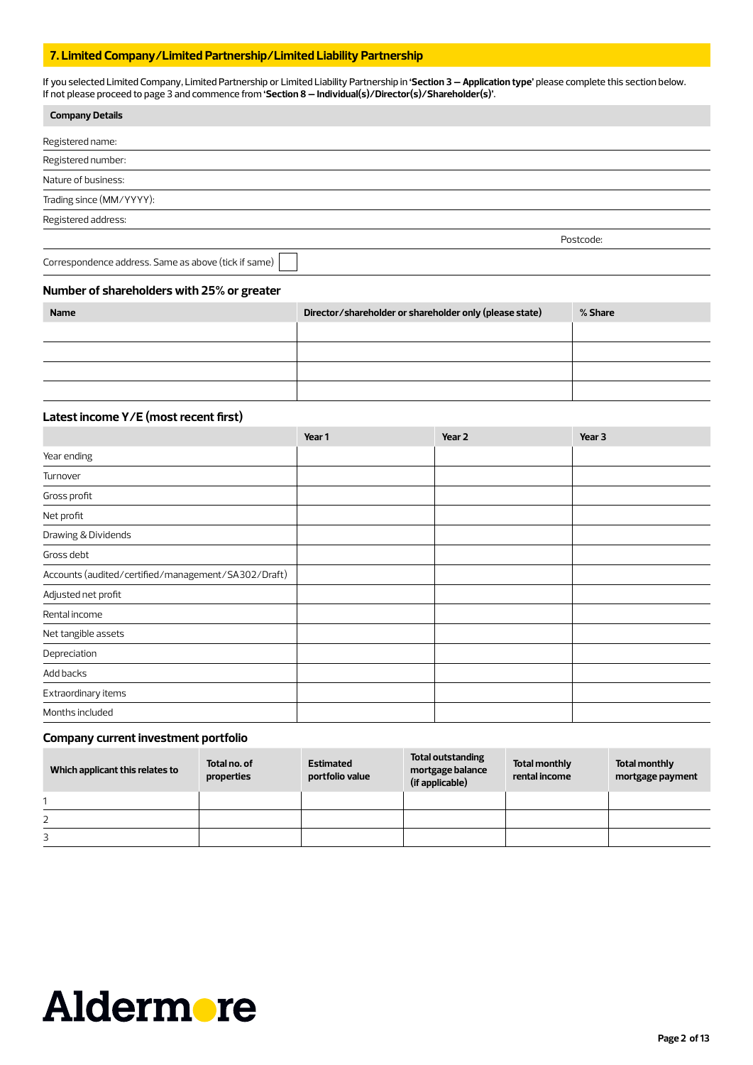## 7. Limited Company/Limited Partnership/Limited Liability Partnership

If you selected Limited Company, Limited Partnership or Limited Liability Partnership in **'Section 3 – Application type'** please complete this section below.
If not please proceed to page 3 and commence from **'Section 8 – Individual(s)/Director(s)/Shareholder(s)'**.

**Company Details**

Registered name:

Registered number:

Nature of business:

Trading since (MM/YYYY):

Registered address:

Postcode:

Correspondence address. Same as above (tick if same) ☐

### Number of shareholders with 25% or greater

| Name | Director/shareholder or shareholder only (please state) | % Share |
|---|---|---|
| | | |
| | | |
| | | |
| | | |

### Latest income Y/E (most recent first)

| | Year 1 | Year 2 | Year 3 |
|---|---|---|---|
| Year ending | | | |
| Turnover | | | |
| Gross profit | | | |
| Net profit | | | |
| Drawing & Dividends | | | |
| Gross debt | | | |
| Accounts (audited/certified/management/SA302/Draft) | | | |
| Adjusted net profit | | | |
| Rental income | | | |
| Net tangible assets | | | |
| Depreciation | | | |
| Add backs | | | |
| Extraordinary items | | | |
| Months included | | | |

### Company current investment portfolio

| Which applicant this relates to | Total no. of properties | Estimated portfolio value | Total outstanding mortgage balance (if applicable) | Total monthly rental income | Total monthly mortgage payment |
|---|---|---|---|---|---|
| 1 | | | | | |
| 2 | | | | | |
| 3 | | | | | |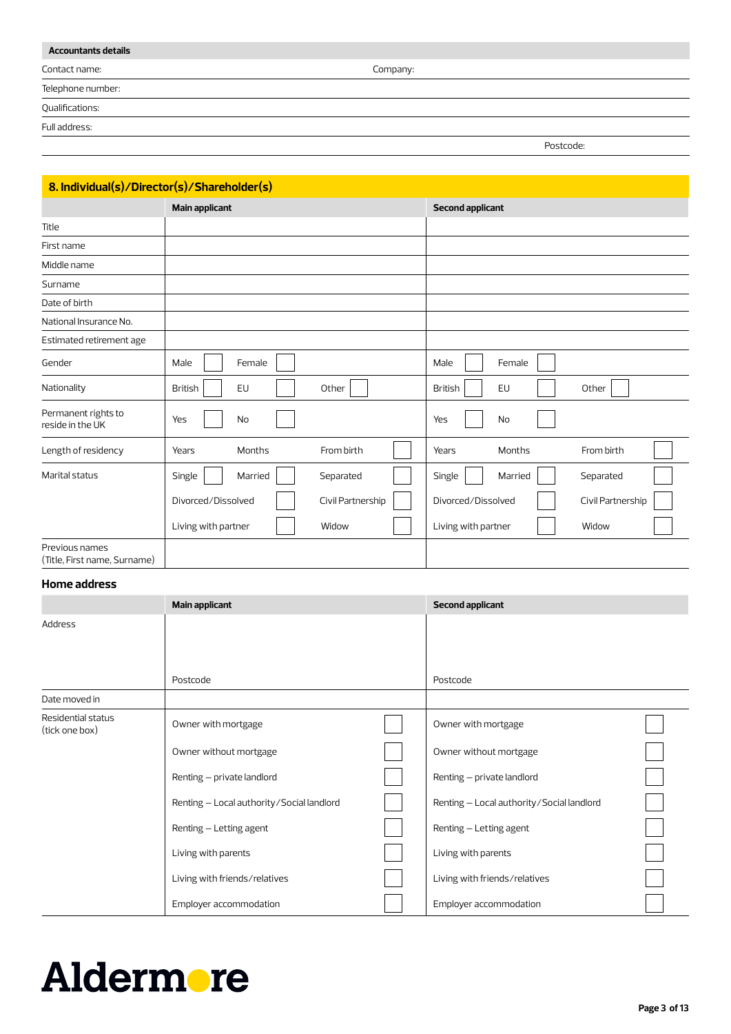**Accountants details**

| | |
|---|---|
| Contact name: | Company: |
| Telephone number: | |
| Qualifications: | |
| Full address: | |
| | Postcode: |

## 8. Individual(s)/Director(s)/Shareholder(s)

| | Main applicant | Second applicant |
|---|---|---|
| Title | | |
| First name | | |
| Middle name | | |
| Surname | | |
| Date of birth | | |
| National Insurance No. | | |
| Estimated retirement age | | |
| Gender | Male ☐ Female ☐ | Male ☐ Female ☐ |
| Nationality | British ☐ EU ☐ Other ☐ | British ☐ EU ☐ Other ☐ |
| Permanent rights to reside in the UK | Yes ☐ No ☐ | Yes ☐ No ☐ |
| Length of residency | Years Months From birth ☐ | Years Months From birth ☐ |
| Marital status | Single ☐ Married ☐ Separated ☐<br>Divorced/Dissolved ☐ Civil Partnership ☐<br>Living with partner ☐ Widow ☐ | Single ☐ Married ☐ Separated ☐<br>Divorced/Dissolved ☐ Civil Partnership ☐<br>Living with partner ☐ Widow ☐ |
| Previous names (Title, First name, Surname) | | |

### Home address

| | Main applicant | Second applicant |
|---|---|---|
| Address | <br><br><br>Postcode | <br><br><br>Postcode |
| Date moved in | | |
| Residential status (tick one box) | Owner with mortgage ☐<br>Owner without mortgage ☐<br>Renting – private landlord ☐<br>Renting – Local authority/Social landlord ☐<br>Renting – Letting agent ☐<br>Living with parents ☐<br>Living with friends/relatives ☐<br>Employer accommodation ☐ | Owner with mortgage ☐<br>Owner without mortgage ☐<br>Renting – private landlord ☐<br>Renting – Local authority/Social landlord ☐<br>Renting – Letting agent ☐<br>Living with parents ☐<br>Living with friends/relatives ☐<br>Employer accommodation ☐ |

Aldermore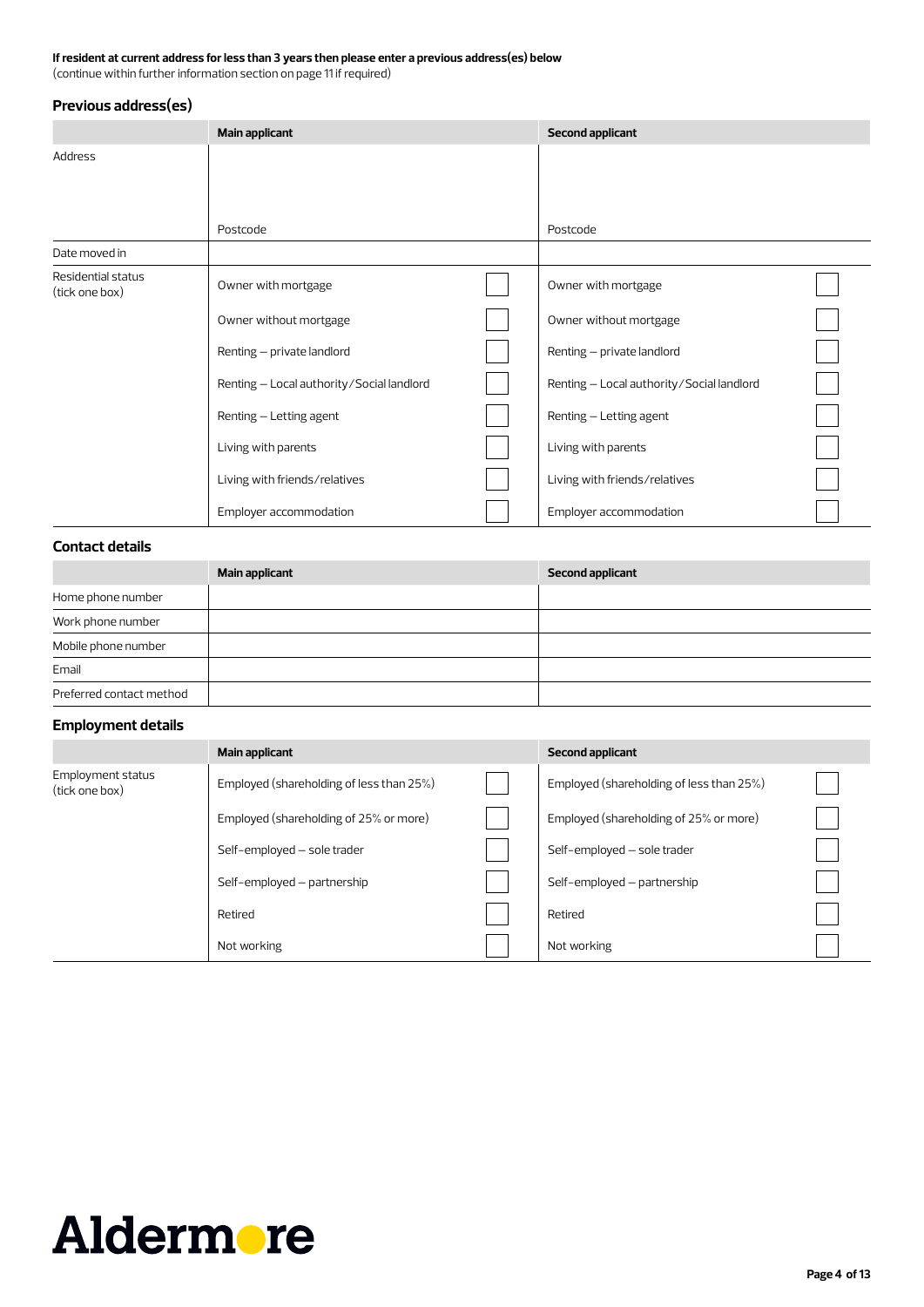**If resident at current address for less than 3 years then please enter a previous address(es) below**
(continue within further information section on page 11 if required)

### Previous address(es)

| | Main applicant | | Second applicant | |
|---|---|---|---|---|
| Address | Postcode | | Postcode | |
| Date moved in | | | | |
| Residential status (tick one box) | Owner with mortgage | ☐ | Owner with mortgage | ☐ |
| | Owner without mortgage | ☐ | Owner without mortgage | ☐ |
| | Renting – private landlord | ☐ | Renting – private landlord | ☐ |
| | Renting – Local authority/Social landlord | ☐ | Renting – Local authority/Social landlord | ☐ |
| | Renting – Letting agent | ☐ | Renting – Letting agent | ☐ |
| | Living with parents | ☐ | Living with parents | ☐ |
| | Living with friends/relatives | ☐ | Living with friends/relatives | ☐ |
| | Employer accommodation | ☐ | Employer accommodation | ☐ |

### Contact details

| | Main applicant | Second applicant |
|---|---|---|
| Home phone number | | |
| Work phone number | | |
| Mobile phone number | | |
| Email | | |
| Preferred contact method | | |

### Employment details

| | Main applicant | | Second applicant | |
|---|---|---|---|---|
| Employment status (tick one box) | Employed (shareholding of less than 25%) | ☐ | Employed (shareholding of less than 25%) | ☐ |
| | Employed (shareholding of 25% or more) | ☐ | Employed (shareholding of 25% or more) | ☐ |
| | Self-employed – sole trader | ☐ | Self-employed – sole trader | ☐ |
| | Self-employed – partnership | ☐ | Self-employed – partnership | ☐ |
| | Retired | ☐ | Retired | ☐ |
| | Not working | ☐ | Not working | ☐ |

Aldermore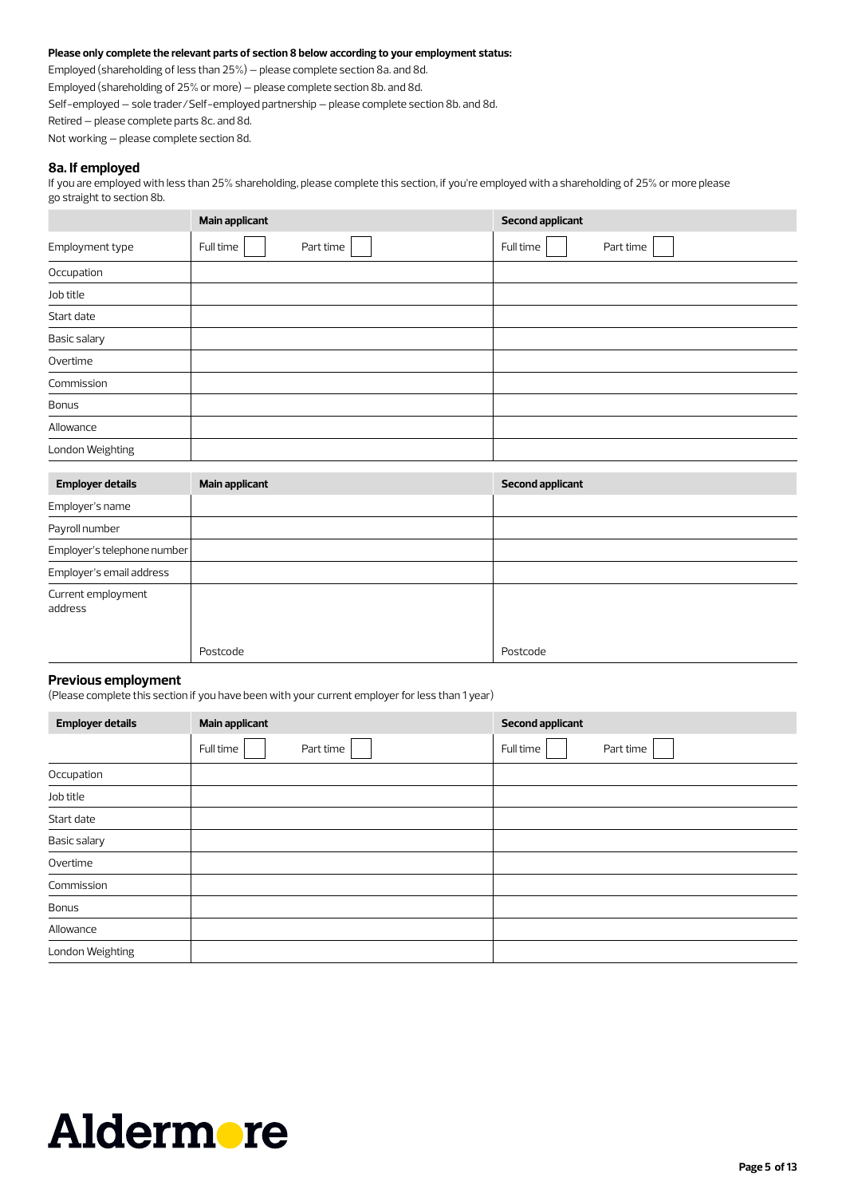**Please only complete the relevant parts of section 8 below according to your employment status:**

Employed (shareholding of less than 25%) – please complete section 8a. and 8d.

Employed (shareholding of 25% or more) – please complete section 8b. and 8d.

Self-employed – sole trader/Self-employed partnership – please complete section 8b. and 8d.

Retired – please complete parts 8c. and 8d.

Not working – please complete section 8d.

## 8a. If employed

If you are employed with less than 25% shareholding, please complete this section, if you're employed with a shareholding of 25% or more please go straight to section 8b.

| | **Main applicant** | **Second applicant** |
|---|---|---|
| Employment type | Full time [ ] Part time [ ] | Full time [ ] Part time [ ] |
| Occupation | | |
| Job title | | |
| Start date | | |
| Basic salary | | |
| Overtime | | |
| Commission | | |
| Bonus | | |
| Allowance | | |
| London Weighting | | |

| **Employer details** | **Main applicant** | **Second applicant** |
|---|---|---|
| Employer's name | | |
| Payroll number | | |
| Employer's telephone number | | |
| Employer's email address | | |
| Current employment address | Postcode | Postcode |

### Previous employment

(Please complete this section if you have been with your current employer for less than 1 year)

| **Employer details** | **Main applicant** | **Second applicant** |
|---|---|---|
| | Full time [ ] Part time [ ] | Full time [ ] Part time [ ] |
| Occupation | | |
| Job title | | |
| Start date | | |
| Basic salary | | |
| Overtime | | |
| Commission | | |
| Bonus | | |
| Allowance | | |
| London Weighting | | |

Aldermore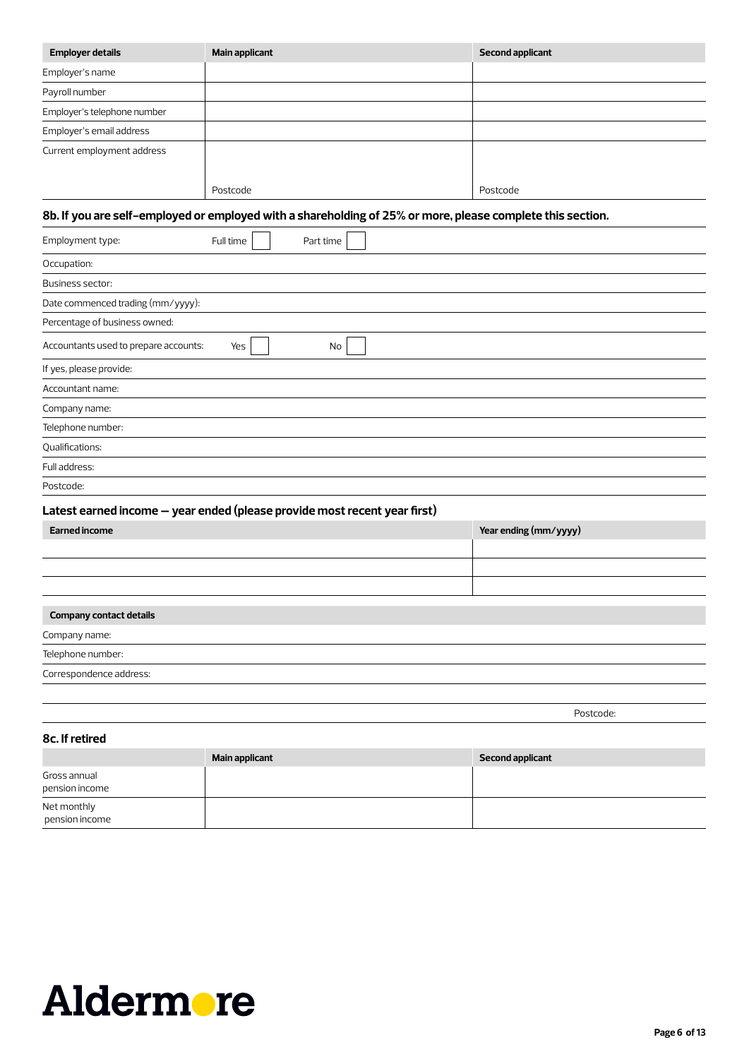| Employer details | Main applicant | Second applicant |
|---|---|---|
| Employer's name | | |
| Payroll number | | |
| Employer's telephone number | | |
| Employer's email address | | |
| Current employment address | Postcode | Postcode |

### 8b. If you are self-employed or employed with a shareholding of 25% or more, please complete this section.

| | |
|---|---|
| Employment type: | Full time ☐ Part time ☐ |
| Occupation: | |
| Business sector: | |
| Date commenced trading (mm/yyyy): | |
| Percentage of business owned: | |
| Accountants used to prepare accounts: | Yes ☐ No ☐ |
| If yes, please provide: | |
| Accountant name: | |
| Company name: | |
| Telephone number: | |
| Qualifications: | |
| Full address: | |
| Postcode: | |

### Latest earned income – year ended (please provide most recent year first)

| Earned income | Year ending (mm/yyyy) |
|---|---|
| | |
| | |
| | |

| Company contact details |
|---|
| Company name: |
| Telephone number: |
| Correspondence address: |
| |
| Postcode: |

### 8c. If retired

| | Main applicant | Second applicant |
|---|---|---|
| Gross annual pension income | | |
| Net monthly pension income | | |

Aldermore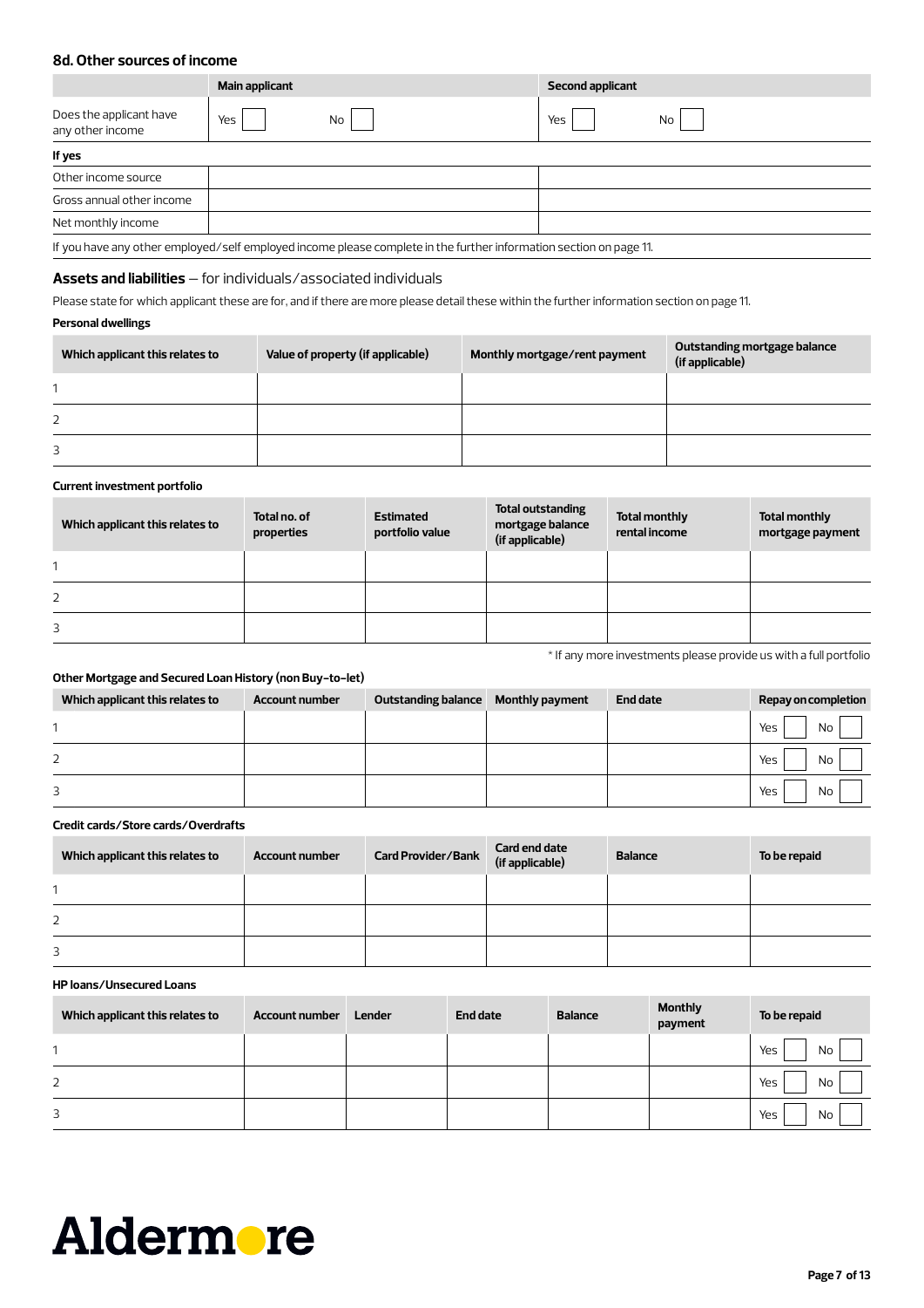## 8d. Other sources of income

| | Main applicant | Second applicant |
|---|---|---|
| Does the applicant have any other income | Yes ☐ No ☐ | Yes ☐ No ☐ |
| **If yes** | | |
| Other income source | | |
| Gross annual other income | | |
| Net monthly income | | |

If you have any other employed/self employed income please complete in the further information section on page 11.

## **Assets and liabilities** – for individuals/associated individuals

Please state for which applicant these are for, and if there are more please detail these within the further information section on page 11.

**Personal dwellings**

| Which applicant this relates to | Value of property (if applicable) | Monthly mortgage/rent payment | Outstanding mortgage balance (if applicable) |
|---|---|---|---|
| 1 | | | |
| 2 | | | |
| 3 | | | |

**Current investment portfolio**

| Which applicant this relates to | Total no. of properties | Estimated portfolio value | Total outstanding mortgage balance (if applicable) | Total monthly rental income | Total monthly mortgage payment |
|---|---|---|---|---|---|
| 1 | | | | | |
| 2 | | | | | |
| 3 | | | | | |

* If any more investments please provide us with a full portfolio

**Other Mortgage and Secured Loan History (non Buy-to-let)**

| Which applicant this relates to | Account number | Outstanding balance | Monthly payment | End date | Repay on completion |
|---|---|---|---|---|---|
| 1 | | | | | Yes ☐ No ☐ |
| 2 | | | | | Yes ☐ No ☐ |
| 3 | | | | | Yes ☐ No ☐ |

**Credit cards/Store cards/Overdrafts**

| Which applicant this relates to | Account number | Card Provider/Bank | Card end date (if applicable) | Balance | To be repaid |
|---|---|---|---|---|---|
| 1 | | | | | |
| 2 | | | | | |
| 3 | | | | | |

**HP loans/Unsecured Loans**

| Which applicant this relates to | Account number | Lender | End date | Balance | Monthly payment | To be repaid |
|---|---|---|---|---|---|---|
| 1 | | | | | | Yes ☐ No ☐ |
| 2 | | | | | | Yes ☐ No ☐ |
| 3 | | | | | | Yes ☐ No ☐ |

Aldermore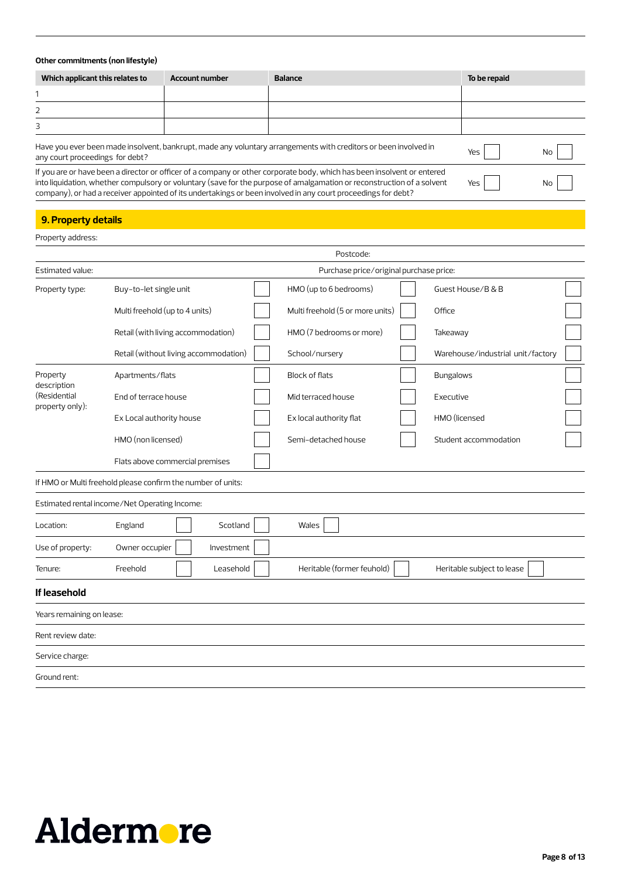**Other commitments (non lifestyle)**

| Which applicant this relates to | Account number | Balance | To be repaid |
|---|---|---|---|
| 1 | | | |
| 2 | | | |
| 3 | | | |

| | | |
|---|---|---|
| Have you ever been made insolvent, bankrupt, made any voluntary arrangements with creditors or been involved in any court proceedings for debt? | Yes ☐ | No ☐ |
| If you are or have been a director or officer of a company or other corporate body, which has been insolvent or entered into liquidation, whether compulsory or voluntary (save for the purpose of amalgamation or reconstruction of a solvent company), or had a receiver appointed of its undertakings or been involved in any court proceedings for debt? | Yes ☐ | No ☐ |

## 9. Property details

Property address:

Postcode:

Estimated value: | Purchase price/original purchase price:

| | | | | | | |
|---|---|---|---|---|---|---|
| Property type: | Buy-to-let single unit | ☐ | HMO (up to 6 bedrooms) | ☐ | Guest House/B & B | ☐ |
| | Multi freehold (up to 4 units) | ☐ | Multi freehold (5 or more units) | ☐ | Office | ☐ |
| | Retail (with living accommodation) | ☐ | HMO (7 bedrooms or more) | ☐ | Takeaway | ☐ |
| | Retail (without living accommodation) | ☐ | School/nursery | ☐ | Warehouse/industrial unit/factory | ☐ |
| Property description (Residential property only): | Apartments/flats | ☐ | Block of flats | ☐ | Bungalows | ☐ |
| | End of terrace house | ☐ | Mid terraced house | ☐ | Executive | ☐ |
| | Ex Local authority house | ☐ | Ex local authority flat | ☐ | HMO (licensed | ☐ |
| | HMO (non licensed) | ☐ | Semi-detached house | ☐ | Student accommodation | ☐ |
| | Flats above commercial premises | ☐ | | | | |

If HMO or Multi freehold please confirm the number of units:

Estimated rental income/Net Operating Income:

| | | | | | | | | |
|---|---|---|---|---|---|---|---|---|
| Location: | England | ☐ | Scotland | ☐ | Wales | ☐ | | |
| Use of property: | Owner occupier | ☐ | Investment | ☐ | | | | |
| Tenure: | Freehold | ☐ | Leasehold | ☐ | Heritable (former feuhold) | ☐ | Heritable subject to lease | ☐ |

### If leasehold

Years remaining on lease:

Rent review date:

Service charge:

Ground rent:

Aldermore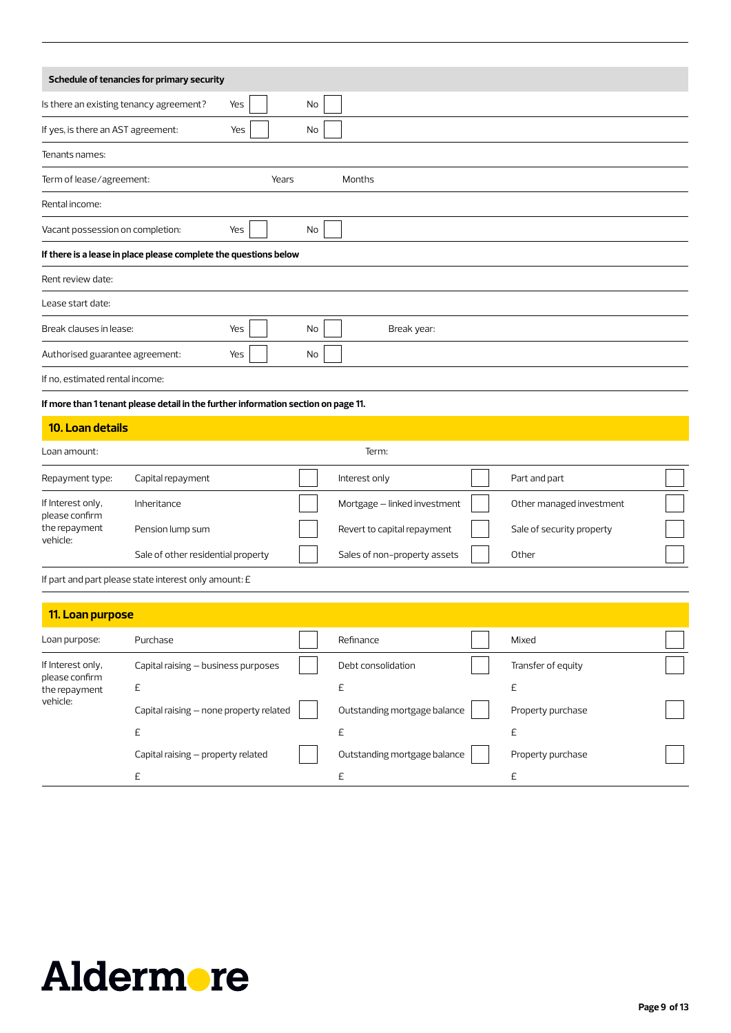## Schedule of tenancies for primary security

| | | | | |
|---|---|---|---|---|
| Is there an existing tenancy agreement? | Yes ☐ | No ☐ | | |
| If yes, is there an AST agreement: | Yes ☐ | No ☐ | | |
| Tenants names: | | | | |
| Term of lease/agreement: | | Years | Months | |
| Rental income: | | | | |
| Vacant possession on completion: | Yes ☐ | No ☐ | | |

**If there is a lease in place please complete the questions below**

| | | | |
|---|---|---|---|
| Rent review date: | | | |
| Lease start date: | | | |
| Break clauses in lease: | Yes ☐ | No ☐ | Break year: |
| Authorised guarantee agreement: | Yes ☐ | No ☐ | |
| If no, estimated rental income: | | | |

**If more than 1 tenant please detail in the further information section on page 11.**

## 10. Loan details

| | | | |
|---|---|---|---|
| Loan amount: | | Term: | |
| Repayment type: | Capital repayment ☐ | Interest only ☐ | Part and part ☐ |
| If Interest only, please confirm the repayment vehicle: | Inheritance ☐ | Mortgage – linked investment ☐ | Other managed investment ☐ |
| | Pension lump sum ☐ | Revert to capital repayment ☐ | Sale of security property ☐ |
| | Sale of other residential property ☐ | Sales of non-property assets ☐ | Other ☐ |

If part and part please state interest only amount: £

## 11. Loan purpose

| | | | |
|---|---|---|---|
| Loan purpose: | Purchase ☐ | Refinance ☐ | Mixed ☐ |
| If Interest only, please confirm the repayment vehicle: | Capital raising – business purposes ☐ | Debt consolidation ☐ | Transfer of equity ☐ |
| | £ | £ | £ |
| | Capital raising – none property related ☐ | Outstanding mortgage balance ☐ | Property purchase ☐ |
| | £ | £ | £ |
| | Capital raising – property related ☐ | Outstanding mortgage balance ☐ | Property purchase ☐ |
| | £ | £ | £ |

Aldermore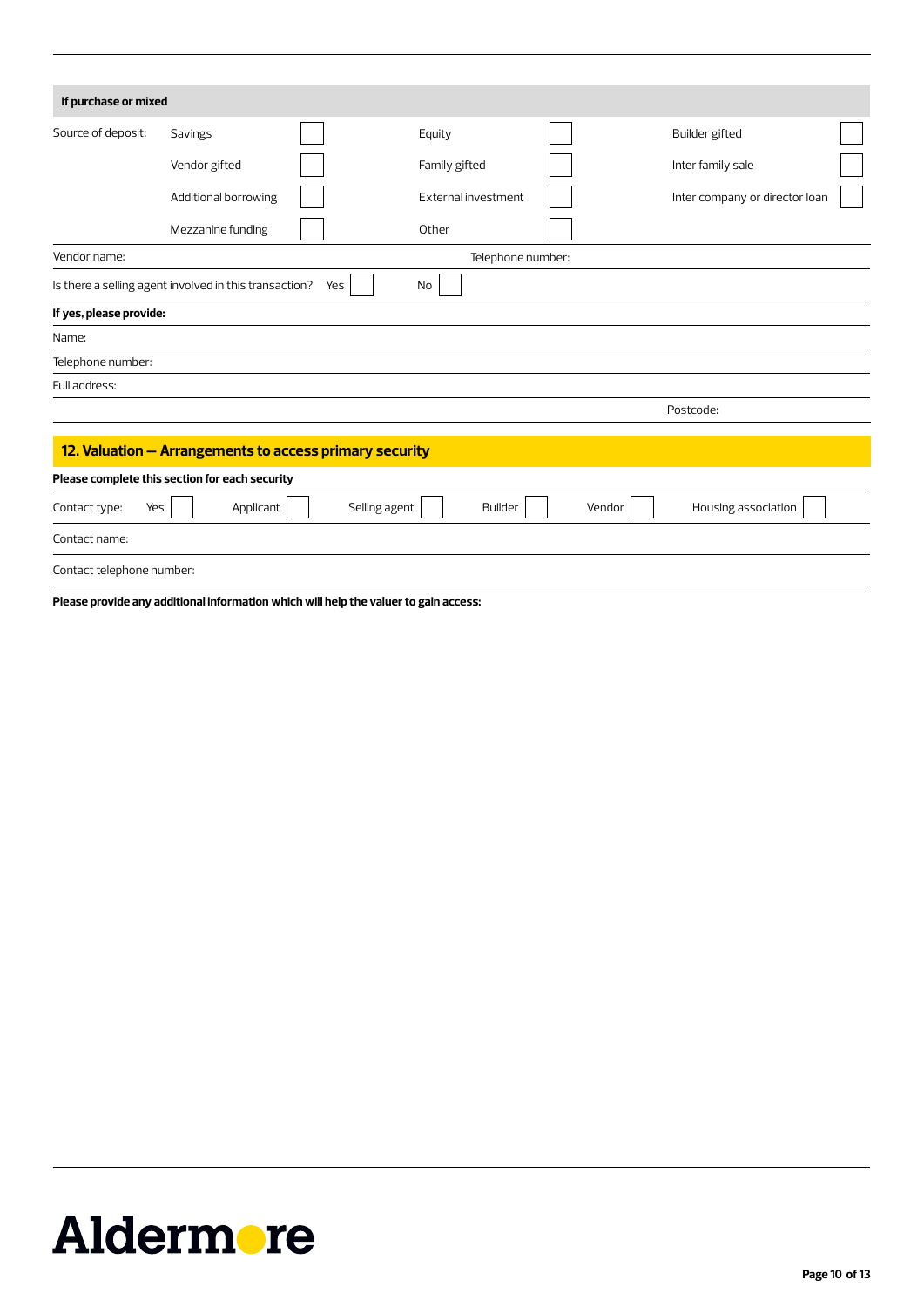**If purchase or mixed**

| Source of deposit: | | | | | |
|---|---|---|---|---|---|
| Savings | ☐ | Equity | ☐ | Builder gifted | ☐ |
| Vendor gifted | ☐ | Family gifted | ☐ | Inter family sale | ☐ |
| Additional borrowing | ☐ | External investment | ☐ | Inter company or director loan | ☐ |
| Mezzanine funding | ☐ | Other | ☐ | | |

Vendor name: Telephone number:

Is there a selling agent involved in this transaction? Yes ☐ No ☐

**If yes, please provide:**

Name:

Telephone number:

Full address:

Postcode:

## 12. Valuation – Arrangements to access primary security

**Please complete this section for each security**

Contact type: Yes ☐ Applicant ☐ Selling agent ☐ Builder ☐ Vendor ☐ Housing association ☐

Contact name:

Contact telephone number:

**Please provide any additional information which will help the valuer to gain access:**

Aldermore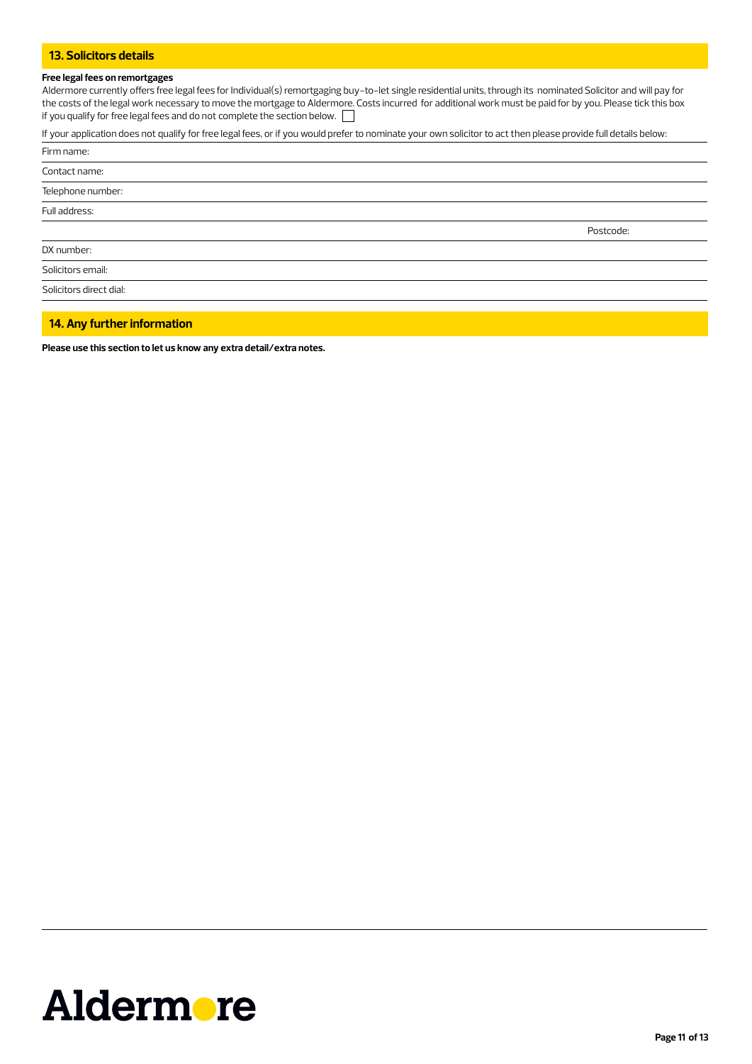## 13. Solicitors details

**Free legal fees on remortgages**

Aldermore currently offers free legal fees for Individual(s) remortgaging buy-to-let single residential units, through its nominated Solicitor and will pay for the costs of the legal work necessary to move the mortgage to Aldermore. Costs incurred for additional work must be paid for by you. Please tick this box if you qualify for free legal fees and do not complete the section below. ☐

If your application does not qualify for free legal fees, or if you would prefer to nominate your own solicitor to act then please provide full details below:

Firm name:

Contact name:

Telephone number:

Full address:

Postcode:

DX number:

Solicitors email:

Solicitors direct dial:

## 14. Any further information

**Please use this section to let us know any extra detail/extra notes.**

Aldermore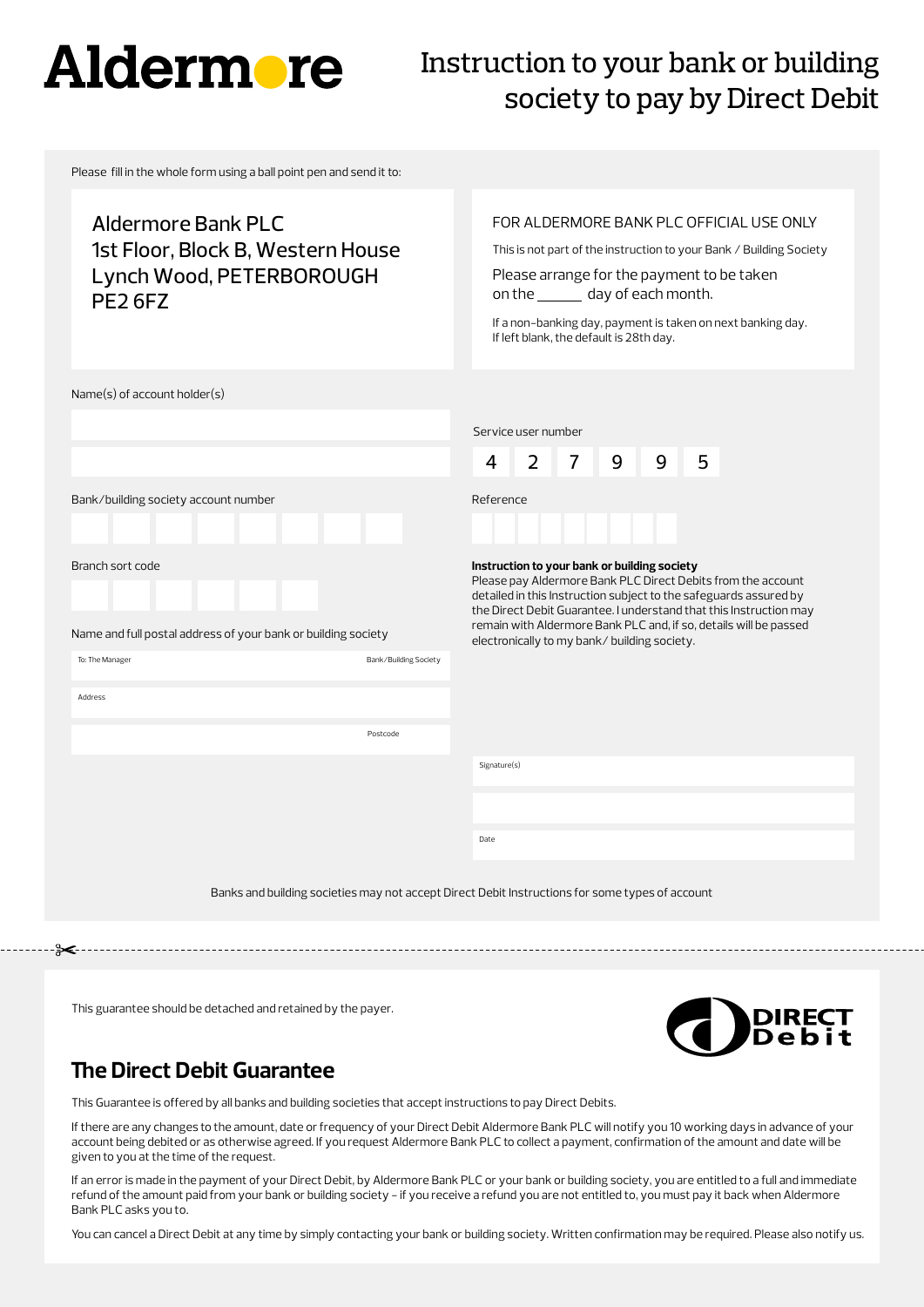Aldermore

# Instruction to your bank or building society to pay by Direct Debit

Please fill in the whole form using a ball point pen and send it to:

Aldermore Bank PLC
1st Floor, Block B, Western House
Lynch Wood, PETERBOROUGH
PE2 6FZ

FOR ALDERMORE BANK PLC OFFICIAL USE ONLY

This is not part of the instruction to your Bank / Building Society

Please arrange for the payment to be taken on the ______ day of each month.

If a non-banking day, payment is taken on next banking day.
If left blank, the default is 28th day.

Name(s) of account holder(s)

Service user number

| 4 | 2 | 7 | 9 | 9 | 5 |
|---|---|---|---|---|---|

Bank/building society account number

Reference

Branch sort code

**Instruction to your bank or building society**
Please pay Aldermore Bank PLC Direct Debits from the account detailed in this Instruction subject to the safeguards assured by the Direct Debit Guarantee. I understand that this Instruction may remain with Aldermore Bank PLC and, if so, details will be passed electronically to my bank/ building society.

Name and full postal address of your bank or building society

To: The Manager Bank/Building Society

Address

Postcode

Signature(s)

Date

Banks and building societies may not accept Direct Debit Instructions for some types of account

---

This guarantee should be detached and retained by the payer.

DIRECT Debit

## The Direct Debit Guarantee

This Guarantee is offered by all banks and building societies that accept instructions to pay Direct Debits.

If there are any changes to the amount, date or frequency of your Direct Debit Aldermore Bank PLC will notify you 10 working days in advance of your account being debited or as otherwise agreed. If you request Aldermore Bank PLC to collect a payment, confirmation of the amount and date will be given to you at the time of the request.

If an error is made in the payment of your Direct Debit, by Aldermore Bank PLC or your bank or building society, you are entitled to a full and immediate refund of the amount paid from your bank or building society – if you receive a refund you are not entitled to, you must pay it back when Aldermore Bank PLC asks you to.

You can cancel a Direct Debit at any time by simply contacting your bank or building society. Written confirmation may be required. Please also notify us.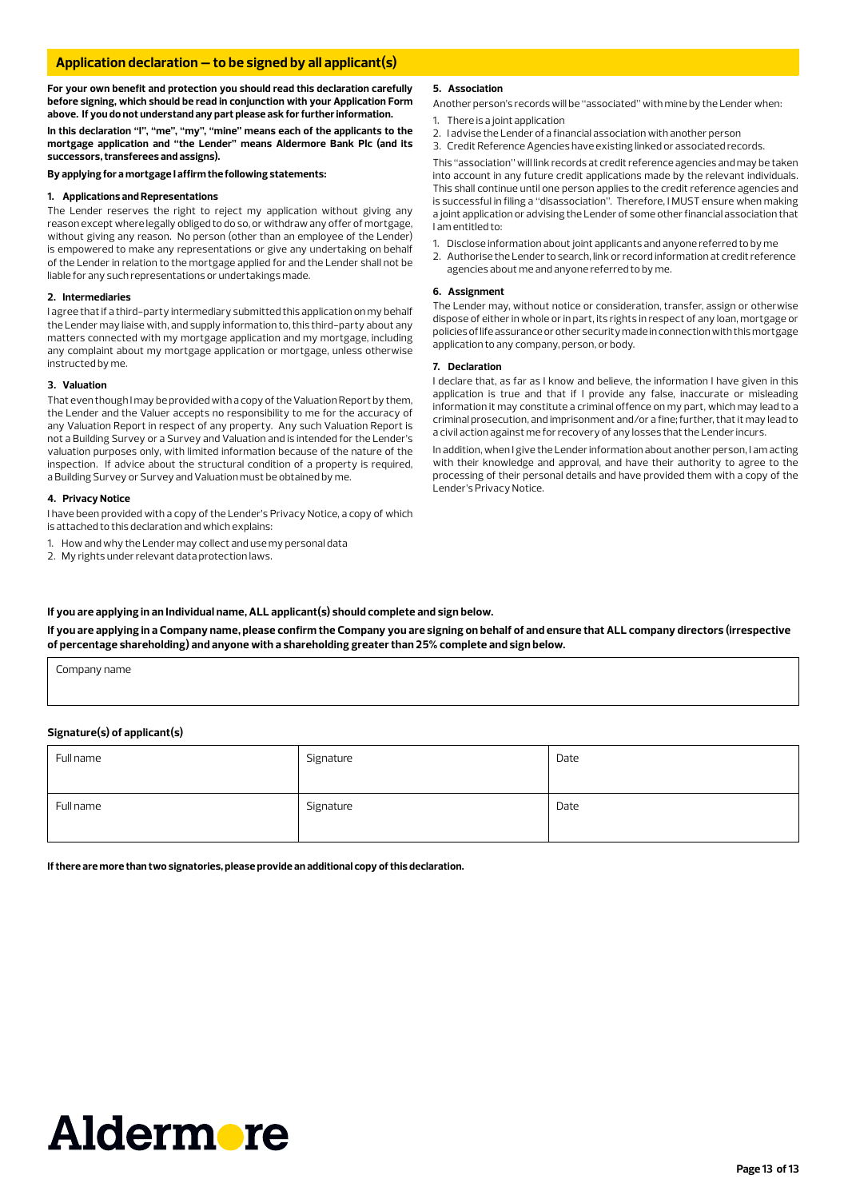## Application declaration – to be signed by all applicant(s)

**For your own benefit and protection you should read this declaration carefully before signing, which should be read in conjunction with your Application Form above. If you do not understand any part please ask for further information.**

**In this declaration "I", "me", "my", "mine" means each of the applicants to the mortgage application and "the Lender" means Aldermore Bank Plc (and its successors, transferees and assigns).**

**By applying for a mortgage I affirm the following statements:**

#### 1. Applications and Representations

The Lender reserves the right to reject my application without giving any reason except where legally obliged to do so, or withdraw any offer of mortgage, without giving any reason. No person (other than an employee of the Lender) is empowered to make any representations or give any undertaking on behalf of the Lender in relation to the mortgage applied for and the Lender shall not be liable for any such representations or undertakings made.

#### 2. Intermediaries

I agree that if a third-party intermediary submitted this application on my behalf the Lender may liaise with, and supply information to, this third-party about any matters connected with my mortgage application and my mortgage, including any complaint about my mortgage application or mortgage, unless otherwise instructed by me.

#### 3. Valuation

That even though I may be provided with a copy of the Valuation Report by them, the Lender and the Valuer accepts no responsibility to me for the accuracy of any Valuation Report in respect of any property. Any such Valuation Report is not a Building Survey or a Survey and Valuation and is intended for the Lender's valuation purposes only, with limited information because of the nature of the inspection. If advice about the structural condition of a property is required, a Building Survey or Survey and Valuation must be obtained by me.

#### 4. Privacy Notice

I have been provided with a copy of the Lender's Privacy Notice, a copy of which is attached to this declaration and which explains:

1. How and why the Lender may collect and use my personal data
2. My rights under relevant data protection laws.

#### 5. Association

Another person's records will be "associated" with mine by the Lender when:

1. There is a joint application
2. I advise the Lender of a financial association with another person
3. Credit Reference Agencies have existing linked or associated records.

This "association" will link records at credit reference agencies and may be taken into account in any future credit applications made by the relevant individuals. This shall continue until one person applies to the credit reference agencies and is successful in filing a "disassociation". Therefore, I MUST ensure when making a joint application or advising the Lender of some other financial association that I am entitled to:

1. Disclose information about joint applicants and anyone referred to by me
2. Authorise the Lender to search, link or record information at credit reference agencies about me and anyone referred to by me.

#### 6. Assignment

The Lender may, without notice or consideration, transfer, assign or otherwise dispose of either in whole or in part, its rights in respect of any loan, mortgage or policies of life assurance or other security made in connection with this mortgage application to any company, person, or body.

#### 7. Declaration

I declare that, as far as I know and believe, the information I have given in this application is true and that if I provide any false, inaccurate or misleading information it may constitute a criminal offence on my part, which may lead to a criminal prosecution, and imprisonment and/or a fine; further, that it may lead to a civil action against me for recovery of any losses that the Lender incurs.

In addition, when I give the Lender information about another person, I am acting with their knowledge and approval, and have their authority to agree to the processing of their personal details and have provided them with a copy of the Lender's Privacy Notice.

**If you are applying in an Individual name, ALL applicant(s) should complete and sign below.**

**If you are applying in a Company name, please confirm the Company you are signing on behalf of and ensure that ALL company directors (irrespective of percentage shareholding) and anyone with a shareholding greater than 25% complete and sign below.**

| Company name |
|---|
| |

**Signature(s) of applicant(s)**

| Full name | Signature | Date |
|---|---|---|
| Full name | Signature | Date |

**If there are more than two signatories, please provide an additional copy of this declaration.**

Aldermore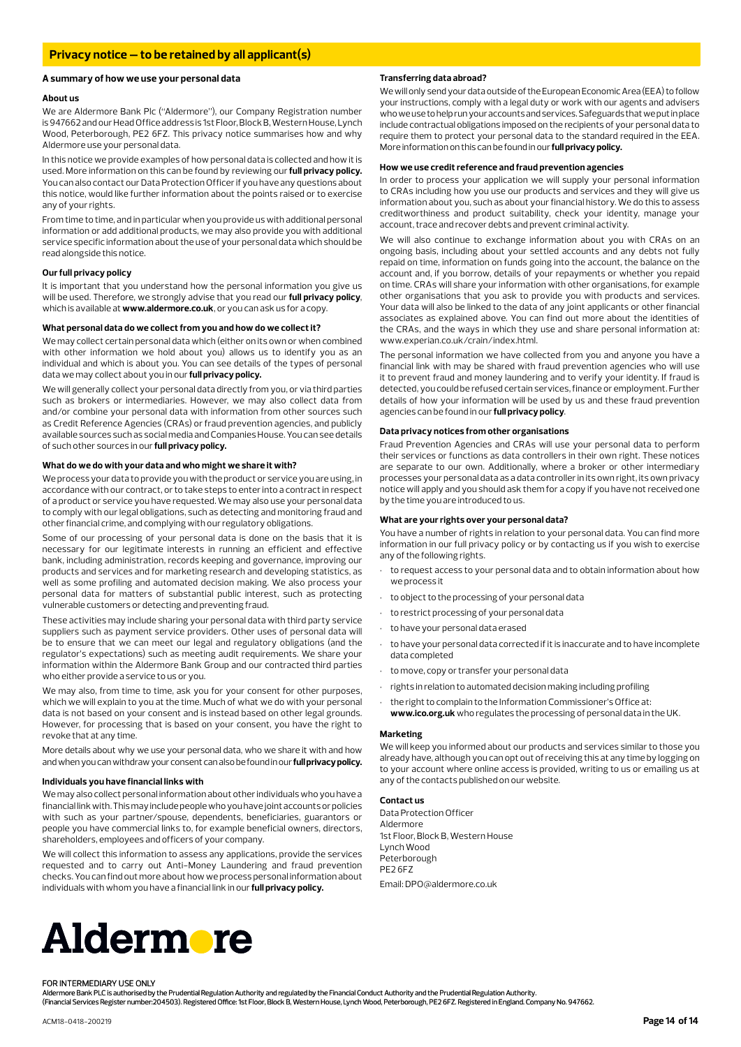## Privacy notice – to be retained by all applicant(s)

### A summary of how we use your personal data

**About us**

We are Aldermore Bank Plc ("Aldermore"), our Company Registration number is 947662 and our Head Office address is 1st Floor, Block B, Western House, Lynch Wood, Peterborough, PE2 6FZ. This privacy notice summarises how and why Aldermore use your personal data.

In this notice we provide examples of how personal data is collected and how it is used. More information on this can be found by reviewing our **full privacy policy.** You can also contact our Data Protection Officer if you have any questions about this notice, would like further information about the points raised or to exercise any of your rights.

From time to time, and in particular when you provide us with additional personal information or add additional products, we may also provide you with additional service specific information about the use of your personal data which should be read alongside this notice.

**Our full privacy policy**

It is important that you understand how the personal information you give us will be used. Therefore, we strongly advise that you read our **full privacy policy**, which is available at **www.aldermore.co.uk**, or you can ask us for a copy.

**What personal data do we collect from you and how do we collect it?**

We may collect certain personal data which (either on its own or when combined with other information we hold about you) allows us to identify you as an individual and which is about you. You can see details of the types of personal data we may collect about you in our **full privacy policy.**

We will generally collect your personal data directly from you, or via third parties such as brokers or intermediaries. However, we may also collect data from and/or combine your personal data with information from other sources such as Credit Reference Agencies (CRAs) or fraud prevention agencies, and publicly available sources such as social media and Companies House. You can see details of such other sources in our **full privacy policy.**

**What do we do with your data and who might we share it with?**

We process your data to provide you with the product or service you are using, in accordance with our contract, or to take steps to enter into a contract in respect of a product or service you have requested. We may also use your personal data to comply with our legal obligations, such as detecting and monitoring fraud and other financial crime, and complying with our regulatory obligations.

Some of our processing of your personal data is done on the basis that it is necessary for our legitimate interests in running an efficient and effective bank, including administration, records keeping and governance, improving our products and services and for marketing research and developing statistics, as well as some profiling and automated decision making. We also process your personal data for matters of substantial public interest, such as protecting vulnerable customers or detecting and preventing fraud.

These activities may include sharing your personal data with third party service suppliers such as payment service providers. Other uses of personal data will be to ensure that we can meet our legal and regulatory obligations (and the regulator's expectations) such as meeting audit requirements. We share your information within the Aldermore Bank Group and our contracted third parties who either provide a service to us or you.

We may also, from time to time, ask you for your consent for other purposes, which we will explain to you at the time. Much of what we do with your personal data is not based on your consent and is instead based on other legal grounds. However, for processing that is based on your consent, you have the right to revoke that at any time.

More details about why we use your personal data, who we share it with and how and when you can withdraw your consent can also be found in our **full privacy policy.**

**Individuals you have financial links with**

We may also collect personal information about other individuals who you have a financial link with. This may include people who you have joint accounts or policies with such as your partner/spouse, dependents, beneficiaries, guarantors or people you have commercial links to, for example beneficial owners, directors, shareholders, employees and officers of your company.

We will collect this information to assess any applications, provide the services requested and to carry out Anti-Money Laundering and fraud prevention checks. You can find out more about how we process personal information about individuals with whom you have a financial link in our **full privacy policy.**

**Transferring data abroad?**

We will only send your data outside of the European Economic Area (EEA) to follow your instructions, comply with a legal duty or work with our agents and advisers who we use to help run your accounts and services. Safeguards that we put in place include contractual obligations imposed on the recipients of your personal data to require them to protect your personal data to the standard required in the EEA. More information on this can be found in our **full privacy policy.**

**How we use credit reference and fraud prevention agencies**

In order to process your application we will supply your personal information to CRAs including how you use our products and services and they will give us information about you, such as about your financial history. We do this to assess creditworthiness and product suitability, check your identity, manage your account, trace and recover debts and prevent criminal activity.

We will also continue to exchange information about you with CRAs on an ongoing basis, including about your settled accounts and any debts not fully repaid on time, information on funds going into the account, the balance on the account and, if you borrow, details of your repayments or whether you repaid on time. CRAs will share your information with other organisations, for example other organisations that you ask to provide you with products and services. Your data will also be linked to the data of any joint applicants or other financial associates as explained above. You can find out more about the identities of the CRAs, and the ways in which they use and share personal information at: www.experian.co.uk/crain/index.html.

The personal information we have collected from you and anyone you have a financial link with may be shared with fraud prevention agencies who will use it to prevent fraud and money laundering and to verify your identity. If fraud is detected, you could be refused certain services, finance or employment. Further details of how your information will be used by us and these fraud prevention agencies can be found in our **full privacy policy**.

**Data privacy notices from other organisations**

Fraud Prevention Agencies and CRAs will use your personal data to perform their services or functions as data controllers in their own right. These notices are separate to our own. Additionally, where a broker or other intermediary processes your personal data as a data controller in its own right, its own privacy notice will apply and you should ask them for a copy if you have not received one by the time you are introduced to us.

**What are your rights over your personal data?**

You have a number of rights in relation to your personal data. You can find more information in our full privacy policy or by contacting us if you wish to exercise any of the following rights.

- to request access to your personal data and to obtain information about how we process it
- to object to the processing of your personal data
- to restrict processing of your personal data
- to have your personal data erased
- to have your personal data corrected if it is inaccurate and to have incomplete data completed
- to move, copy or transfer your personal data
- rights in relation to automated decision making including profiling
- the right to complain to the Information Commissioner's Office at: **www.ico.org.uk** who regulates the processing of personal data in the UK.

**Marketing**

We will keep you informed about our products and services similar to those you already have, although you can opt out of receiving this at any time by logging on to your account where online access is provided, writing to us or emailing us at any of the contacts published on our website.

**Contact us**

Data Protection Officer
Aldermore
1st Floor, Block B, Western House
Lynch Wood
Peterborough
PE2 6FZ

Email: DPO@aldermore.co.uk

Aldermore

FOR INTERMEDIARY USE ONLY
Aldermore Bank PLC is authorised by the Prudential Regulation Authority and regulated by the Financial Conduct Authority and the Prudential Regulation Authority.
(Financial Services Register number: 204503). Registered Office: 1st Floor, Block B, Western House, Lynch Wood, Peterborough, PE2 6FZ. Registered in England. Company No. 947662.

ACM18-0418-200219